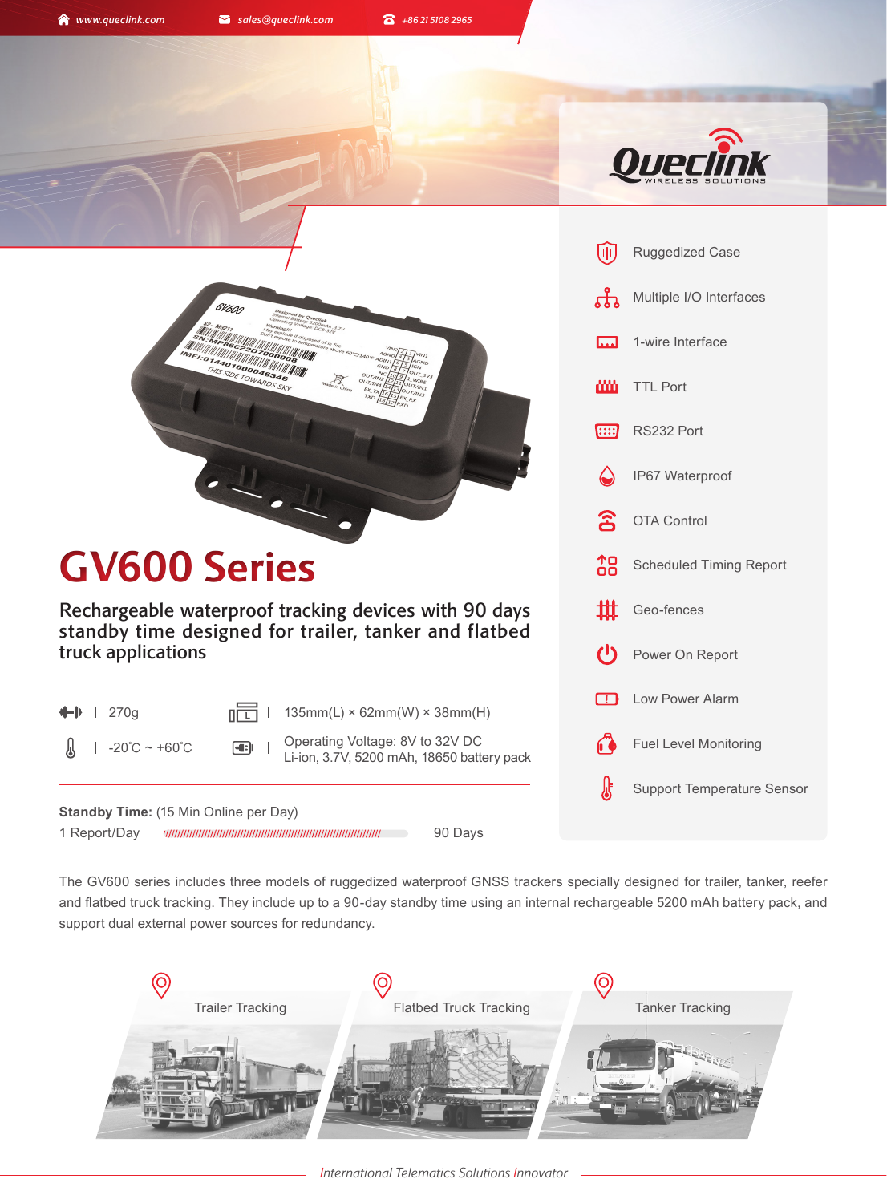www.queclink.com sales@queclink.com +86 21 5108 2965

Queclink WIRELESS SOLUTIONS

- Ruggedized Case
- Multiple I/O Interfaces
- 1-wire Interface
- TTL Port
- RS232 Port
- IP67 Waterproof
- OTA Control
- Scheduled Timing Report
- Geo-fences
- Power On Report
- Low Power Alarm
- Fuel Level Monitoring
- Support Temperature Sensor

# GV600 Series

## Rechargeable waterproof tracking devices with 90 days standby time designed for trailer, tanker and flatbed truck applications

| | |
|---|---|
| 270g | 135mm(L) × 62mm(W) × 38mm(H) |
| -20˚C ~ +60˚C | Operating Voltage: 8V to 32V DC<br>Li-ion, 3.7V, 5200 mAh, 18650 battery pack |

**Standby Time:** (15 Min Online per Day)

1 Report/Day — 90 Days

The GV600 series includes three models of ruggedized waterproof GNSS trackers specially designed for trailer, tanker, reefer and flatbed truck tracking. They include up to a 90-day standby time using an internal rechargeable 5200 mAh battery pack, and support dual external power sources for redundancy.

- Trailer Tracking
- Flatbed Truck Tracking
- Tanker Tracking

*International Telematics Solutions Innovator*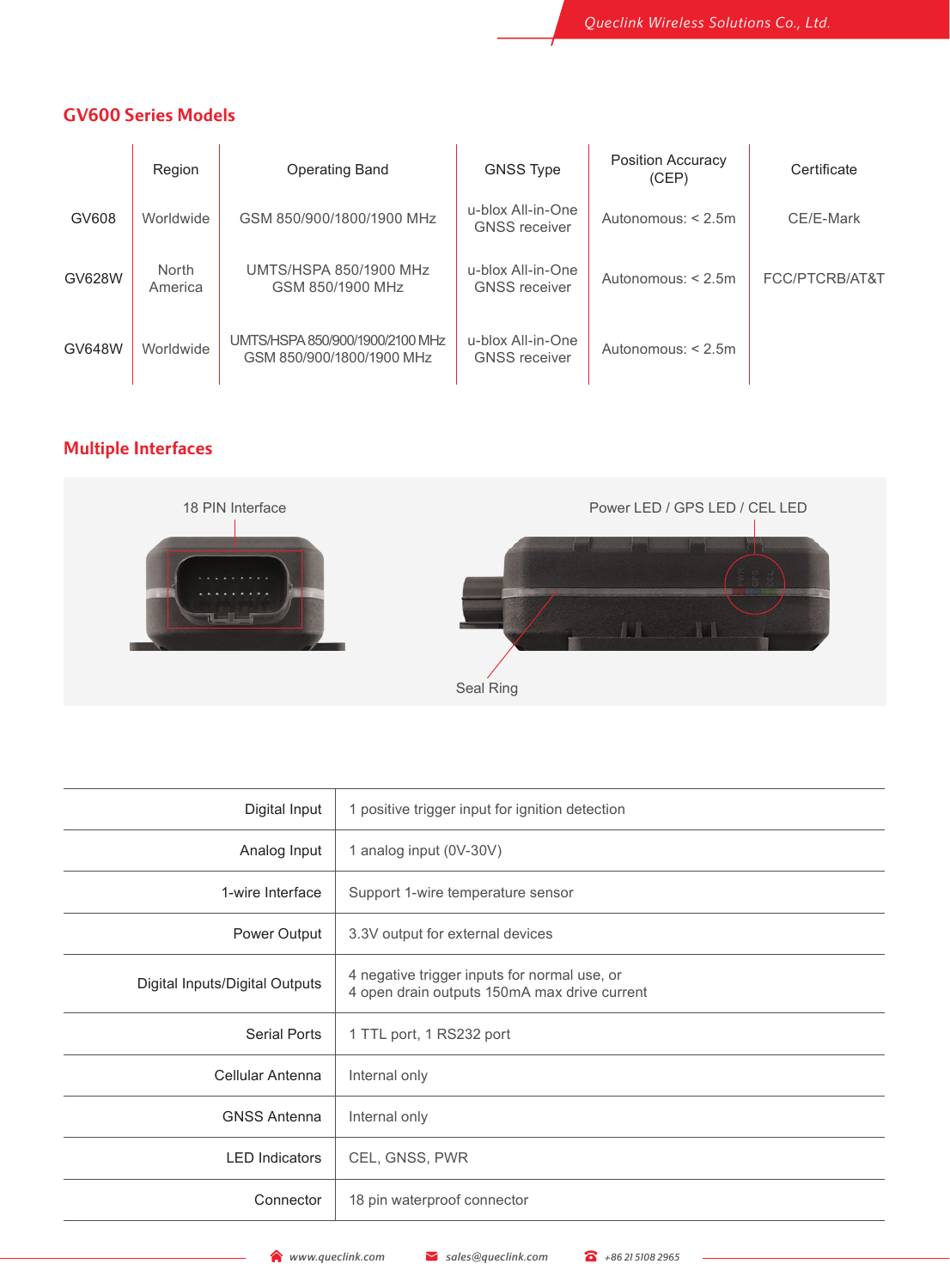## GV600 Series Models

| | Region | Operating Band | GNSS Type | Position Accuracy (CEP) | Certificate |
|---|---|---|---|---|---|
| GV608 | Worldwide | GSM 850/900/1800/1900 MHz | u-blox All-in-One GNSS receiver | Autonomous: < 2.5m | CE/E-Mark |
| GV628W | North America | UMTS/HSPA 850/1900 MHz<br>GSM 850/1900 MHz | u-blox All-in-One GNSS receiver | Autonomous: < 2.5m | FCC/PTCRB/AT&T |
| GV648W | Worldwide | UMTS/HSPA 850/900/1900/2100 MHz<br>GSM 850/900/1800/1900 MHz | u-blox All-in-One GNSS receiver | Autonomous: < 2.5m | |

## Multiple Interfaces

18 PIN Interface

Power LED / GPS LED / CEL LED

Seal Ring

| | |
|---|---|
| Digital Input | 1 positive trigger input for ignition detection |
| Analog Input | 1 analog input (0V-30V) |
| 1-wire Interface | Support 1-wire temperature sensor |
| Power Output | 3.3V output for external devices |
| Digital Inputs/Digital Outputs | 4 negative trigger inputs for normal use, or<br>4 open drain outputs 150mA max drive current |
| Serial Ports | 1 TTL port, 1 RS232 port |
| Cellular Antenna | Internal only |
| GNSS Antenna | Internal only |
| LED Indicators | CEL, GNSS, PWR |
| Connector | 18 pin waterproof connector |